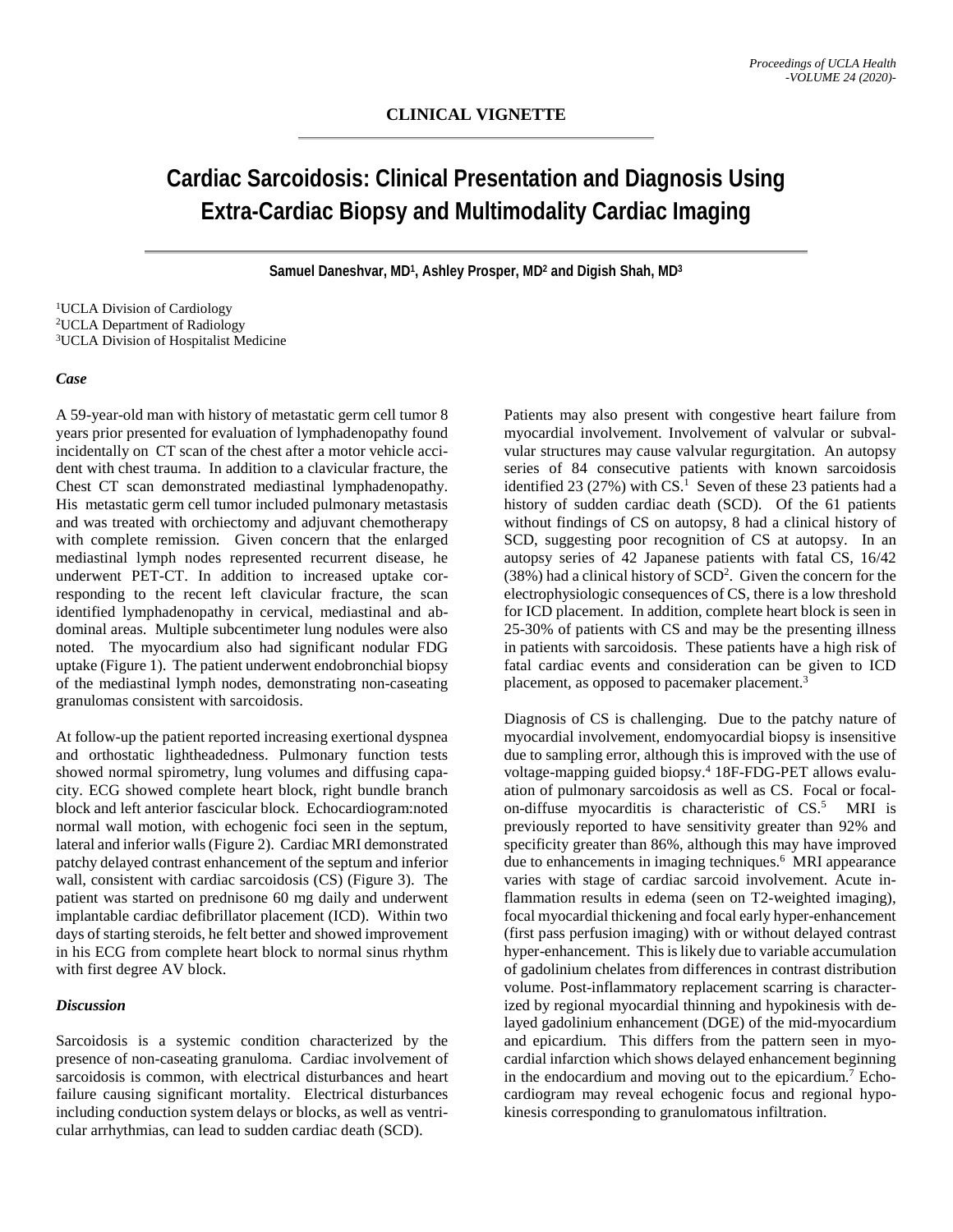## CLINICAL VIGNETTE

# Cardiac Sarcoidosis: Clinical Presentation and Diagnosis Using Extra-Cardiac Biopsy and Multimodality Cardiac Imaging

**Samuel Daneshvar, MD[1], Ashley Prosper, MD[2] and Digish Shah, MD[3]**

[1]UCLA Division of Cardiology
[2]UCLA Department of Radiology
[3]UCLA Division of Hospitalist Medicine

### *Case*

A 59-year-old man with history of metastatic germ cell tumor 8 years prior presented for evaluation of lymphadenopathy found incidentally on CT scan of the chest after a motor vehicle accident with chest trauma. In addition to a clavicular fracture, the Chest CT scan demonstrated mediastinal lymphadenopathy. His metastatic germ cell tumor included pulmonary metastasis and was treated with orchiectomy and adjuvant chemotherapy with complete remission. Given concern that the enlarged mediastinal lymph nodes represented recurrent disease, he underwent PET-CT. In addition to increased uptake corresponding to the recent left clavicular fracture, the scan identified lymphadenopathy in cervical, mediastinal and abdominal areas. Multiple subcentimeter lung nodules were also noted. The myocardium also had significant nodular FDG uptake (Figure 1). The patient underwent endobronchial biopsy of the mediastinal lymph nodes, demonstrating non-caseating granulomas consistent with sarcoidosis.

At follow-up the patient reported increasing exertional dyspnea and orthostatic lightheadedness. Pulmonary function tests showed normal spirometry, lung volumes and diffusing capacity. ECG showed complete heart block, right bundle branch block and left anterior fascicular block. Echocardiogram:noted normal wall motion, with echogenic foci seen in the septum, lateral and inferior walls (Figure 2). Cardiac MRI demonstrated patchy delayed contrast enhancement of the septum and inferior wall, consistent with cardiac sarcoidosis (CS) (Figure 3). The patient was started on prednisone 60 mg daily and underwent implantable cardiac defibrillator placement (ICD). Within two days of starting steroids, he felt better and showed improvement in his ECG from complete heart block to normal sinus rhythm with first degree AV block.

### *Discussion*

Sarcoidosis is a systemic condition characterized by the presence of non-caseating granuloma. Cardiac involvement of sarcoidosis is common, with electrical disturbances and heart failure causing significant mortality. Electrical disturbances including conduction system delays or blocks, as well as ventricular arrhythmias, can lead to sudden cardiac death (SCD).

Patients may also present with congestive heart failure from myocardial involvement. Involvement of valvular or subvalvular structures may cause valvular regurgitation. An autopsy series of 84 consecutive patients with known sarcoidosis identified 23 (27%) with CS.[1] Seven of these 23 patients had a history of sudden cardiac death (SCD). Of the 61 patients without findings of CS on autopsy, 8 had a clinical history of SCD, suggesting poor recognition of CS at autopsy. In an autopsy series of 42 Japanese patients with fatal CS, 16/42 (38%) had a clinical history of SCD[2]. Given the concern for the electrophysiologic consequences of CS, there is a low threshold for ICD placement. In addition, complete heart block is seen in 25-30% of patients with CS and may be the presenting illness in patients with sarcoidosis. These patients have a high risk of fatal cardiac events and consideration can be given to ICD placement, as opposed to pacemaker placement.[3]

Diagnosis of CS is challenging. Due to the patchy nature of myocardial involvement, endomyocardial biopsy is insensitive due to sampling error, although this is improved with the use of voltage-mapping guided biopsy.[4] 18F-FDG-PET allows evaluation of pulmonary sarcoidosis as well as CS. Focal or focal-on-diffuse myocarditis is characteristic of CS.[5] MRI is previously reported to have sensitivity greater than 92% and specificity greater than 86%, although this may have improved due to enhancements in imaging techniques.[6] MRI appearance varies with stage of cardiac sarcoid involvement. Acute inflammation results in edema (seen on T2-weighted imaging), focal myocardial thickening and focal early hyper-enhancement (first pass perfusion imaging) with or without delayed contrast hyper-enhancement. This is likely due to variable accumulation of gadolinium chelates from differences in contrast distribution volume. Post-inflammatory replacement scarring is characterized by regional myocardial thinning and hypokinesis with delayed gadolinium enhancement (DGE) of the mid-myocardium and epicardium. This differs from the pattern seen in myocardial infarction which shows delayed enhancement beginning in the endocardium and moving out to the epicardium.[7] Echocardiogram may reveal echogenic focus and regional hypokinesis corresponding to granulomatous infiltration.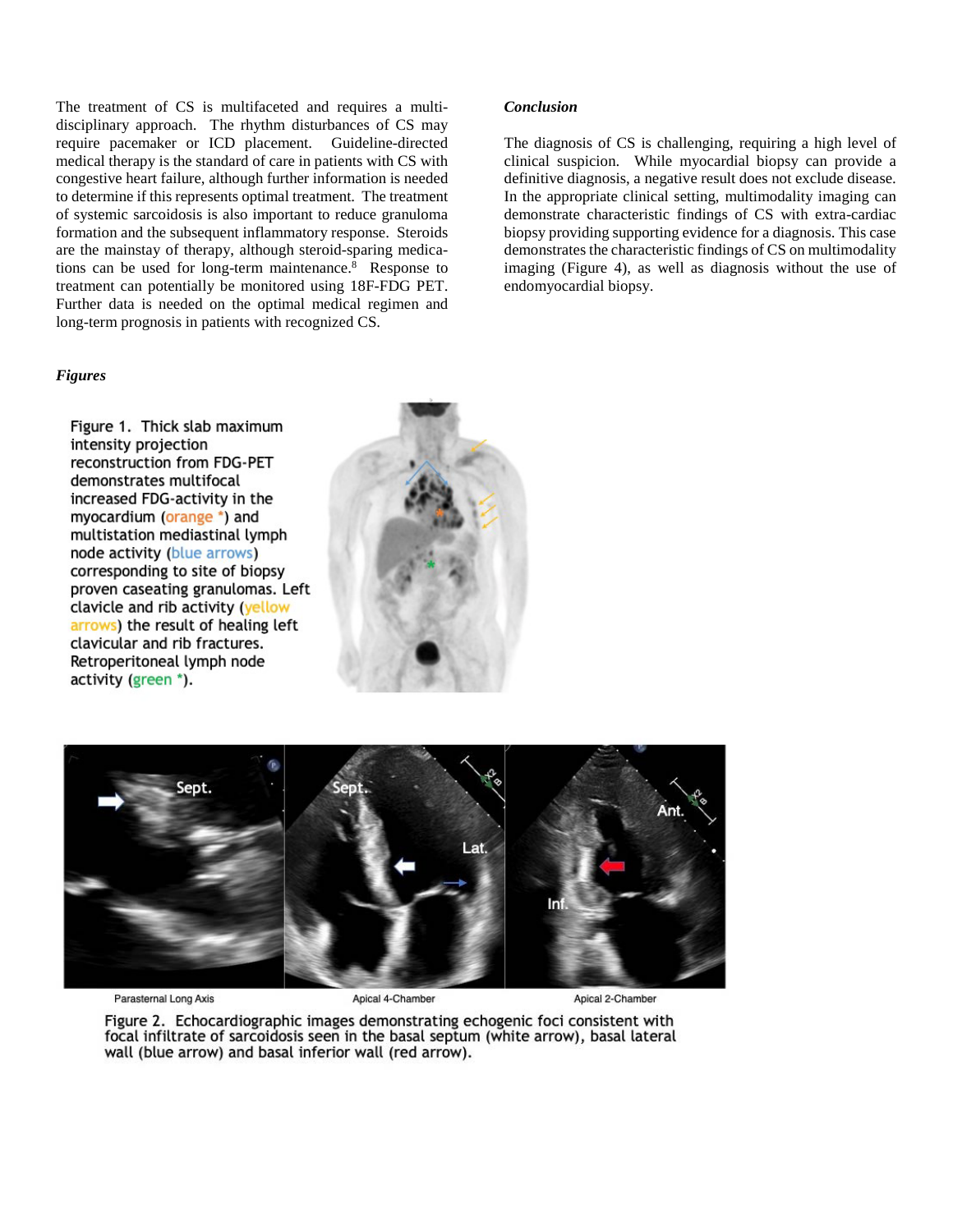The treatment of CS is multifaceted and requires a multidisciplinary approach. The rhythm disturbances of CS may require pacemaker or ICD placement. Guideline-directed medical therapy is the standard of care in patients with CS with congestive heart failure, although further information is needed to determine if this represents optimal treatment. The treatment of systemic sarcoidosis is also important to reduce granuloma formation and the subsequent inflammatory response. Steroids are the mainstay of therapy, although steroid-sparing medications can be used for long-term maintenance.[8] Response to treatment can potentially be monitored using 18F-FDG PET. Further data is needed on the optimal medical regimen and long-term prognosis in patients with recognized CS.

***Conclusion***

The diagnosis of CS is challenging, requiring a high level of clinical suspicion. While myocardial biopsy can provide a definitive diagnosis, a negative result does not exclude disease. In the appropriate clinical setting, multimodality imaging can demonstrate characteristic findings of CS with extra-cardiac biopsy providing supporting evidence for a diagnosis. This case demonstrates the characteristic findings of CS on multimodality imaging (Figure 4), as well as diagnosis without the use of endomyocardial biopsy.

***Figures***

Figure 1. Thick slab maximum intensity projection reconstruction from FDG-PET demonstrates multifocal increased FDG-activity in the myocardium (orange *) and multistation mediastinal lymph node activity (blue arrows) corresponding to site of biopsy proven caseating granulomas. Left clavicle and rib activity (yellow arrows) the result of healing left clavicular and rib fractures. Retroperitoneal lymph node activity (green *).

Figure 2. Echocardiographic images demonstrating echogenic foci consistent with focal infiltrate of sarcoidosis seen in the basal septum (white arrow), basal lateral wall (blue arrow) and basal inferior wall (red arrow).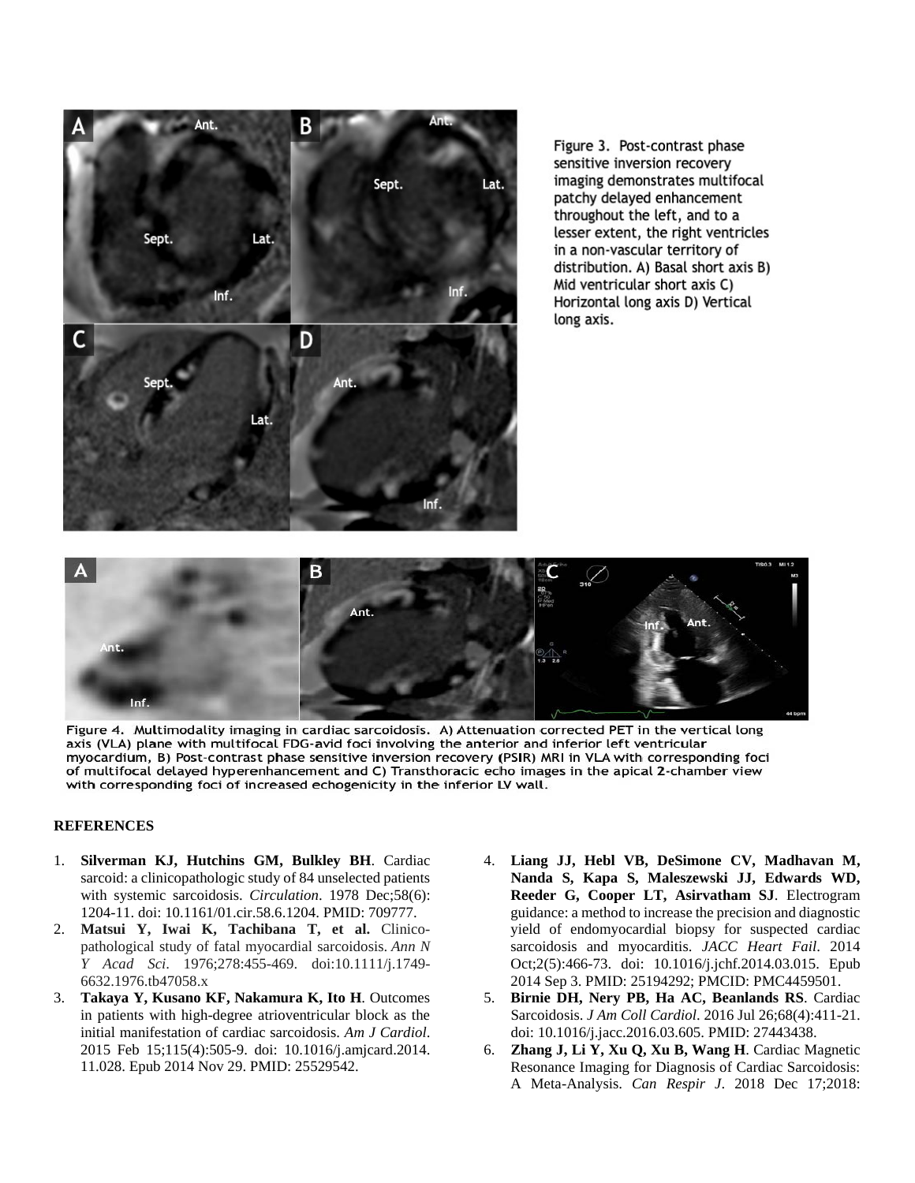Figure 3. Post-contrast phase sensitive inversion recovery imaging demonstrates multifocal patchy delayed enhancement throughout the left, and to a lesser extent, the right ventricles in a non-vascular territory of distribution. A) Basal short axis B) Mid ventricular short axis C) Horizontal long axis D) Vertical long axis.

Figure 4. Multimodality imaging in cardiac sarcoidosis. A) Attenuation corrected PET in the vertical long axis (VLA) plane with multifocal FDG-avid foci involving the anterior and inferior left ventricular myocardium, B) Post-contrast phase sensitive inversion recovery (PSIR) MRI in VLA with corresponding foci of multifocal delayed hyperenhancement and C) Transthoracic echo images in the apical 2-chamber view with corresponding foci of increased echogenicity in the inferior LV wall.

## REFERENCES

1. **Silverman KJ, Hutchins GM, Bulkley BH**. Cardiac sarcoid: a clinicopathologic study of 84 unselected patients with systemic sarcoidosis. *Circulation*. 1978 Dec;58(6): 1204-11. doi: 10.1161/01.cir.58.6.1204. PMID: 709777.
2. **Matsui Y, Iwai K, Tachibana T, et al.** Clinico-pathological study of fatal myocardial sarcoidosis. *Ann N Y Acad Sci*. 1976;278:455-469. doi:10.1111/j.1749-6632.1976.tb47058.x
3. **Takaya Y, Kusano KF, Nakamura K, Ito H**. Outcomes in patients with high-degree atrioventricular block as the initial manifestation of cardiac sarcoidosis. *Am J Cardiol*. 2015 Feb 15;115(4):505-9. doi: 10.1016/j.amjcard.2014.11.028. Epub 2014 Nov 29. PMID: 25529542.
4. **Liang JJ, Hebl VB, DeSimone CV, Madhavan M, Nanda S, Kapa S, Maleszewski JJ, Edwards WD, Reeder G, Cooper LT, Asirvatham SJ**. Electrogram guidance: a method to increase the precision and diagnostic yield of endomyocardial biopsy for suspected cardiac sarcoidosis and myocarditis. *JACC Heart Fail*. 2014 Oct;2(5):466-73. doi: 10.1016/j.jchf.2014.03.015. Epub 2014 Sep 3. PMID: 25194292; PMCID: PMC4459501.
5. **Birnie DH, Nery PB, Ha AC, Beanlands RS**. Cardiac Sarcoidosis. *J Am Coll Cardiol*. 2016 Jul 26;68(4):411-21. doi: 10.1016/j.jacc.2016.03.605. PMID: 27443438.
6. **Zhang J, Li Y, Xu Q, Xu B, Wang H**. Cardiac Magnetic Resonance Imaging for Diagnosis of Cardiac Sarcoidosis: A Meta-Analysis. *Can Respir J*. 2018 Dec 17;2018: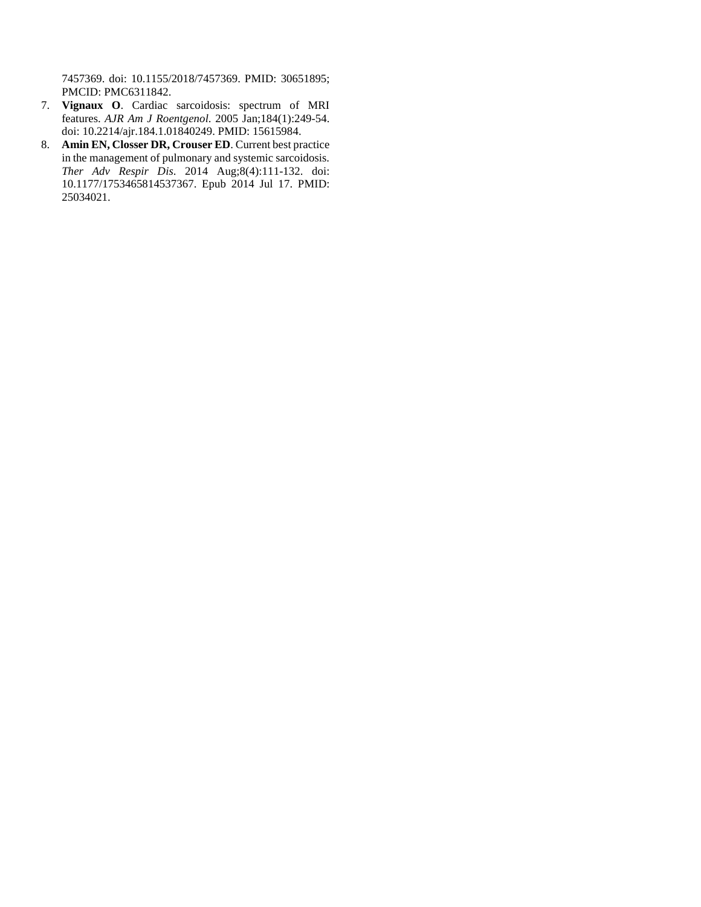7457369. doi: 10.1155/2018/7457369. PMID: 30651895; PMCID: PMC6311842.

7. **Vignaux O**. Cardiac sarcoidosis: spectrum of MRI features. *AJR Am J Roentgenol*. 2005 Jan;184(1):249-54. doi: 10.2214/ajr.184.1.01840249. PMID: 15615984.
8. **Amin EN, Closser DR, Crouser ED**. Current best practice in the management of pulmonary and systemic sarcoidosis. *Ther Adv Respir Dis*. 2014 Aug;8(4):111-132. doi: 10.1177/1753465814537367. Epub 2014 Jul 17. PMID: 25034021.